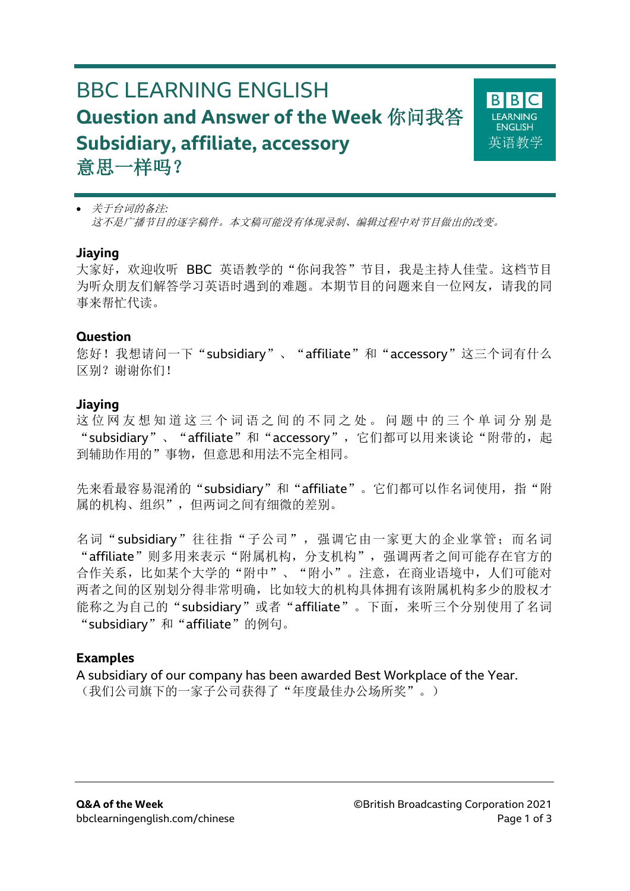# BBC LEARNING ENGLISH

## Question and Answer of the Week 你问我答

## Subsidiary, affiliate, accessory 意思一样吗？

- *关于台词的备注:*
  *这不是广播节目的逐字稿件。本文稿可能没有体现录制、编辑过程中对节目做出的改变。*

**Jiaying**

大家好，欢迎收听 BBC 英语教学的"你问我答"节目，我是主持人佳莹。这档节目为听众朋友们解答学习英语时遇到的难题。本期节目的问题来自一位网友，请我的同事来帮忙代读。

**Question**

您好！我想请问一下"subsidiary"、"affiliate"和"accessory"这三个词有什么区别？谢谢你们！

**Jiaying**

这位网友想知道这三个词语之间的不同之处。问题中的三个单词分别是"subsidiary"、"affiliate"和"accessory"，它们都可以用来谈论"附带的，起到辅助作用的"事物，但意思和用法不完全相同。

先来看最容易混淆的"subsidiary"和"affiliate"。它们都可以作名词使用，指"附属的机构、组织"，但两词之间有细微的差别。

名词"subsidiary"往往指"子公司"，强调它由一家更大的企业掌管；而名词"affiliate"则多用来表示"附属机构，分支机构"，强调两者之间可能存在官方的合作关系，比如某个大学的"附中"、"附小"。注意，在商业语境中，人们可能对两者之间的区别划分得非常明确，比如较大的机构具体拥有该附属机构多少的股权才能称之为自己的"subsidiary"或者"affiliate"。下面，来听三个分别使用了名词"subsidiary"和"affiliate"的例句。

**Examples**

A subsidiary of our company has been awarded Best Workplace of the Year.
（我们公司旗下的一家子公司获得了"年度最佳办公场所奖"。）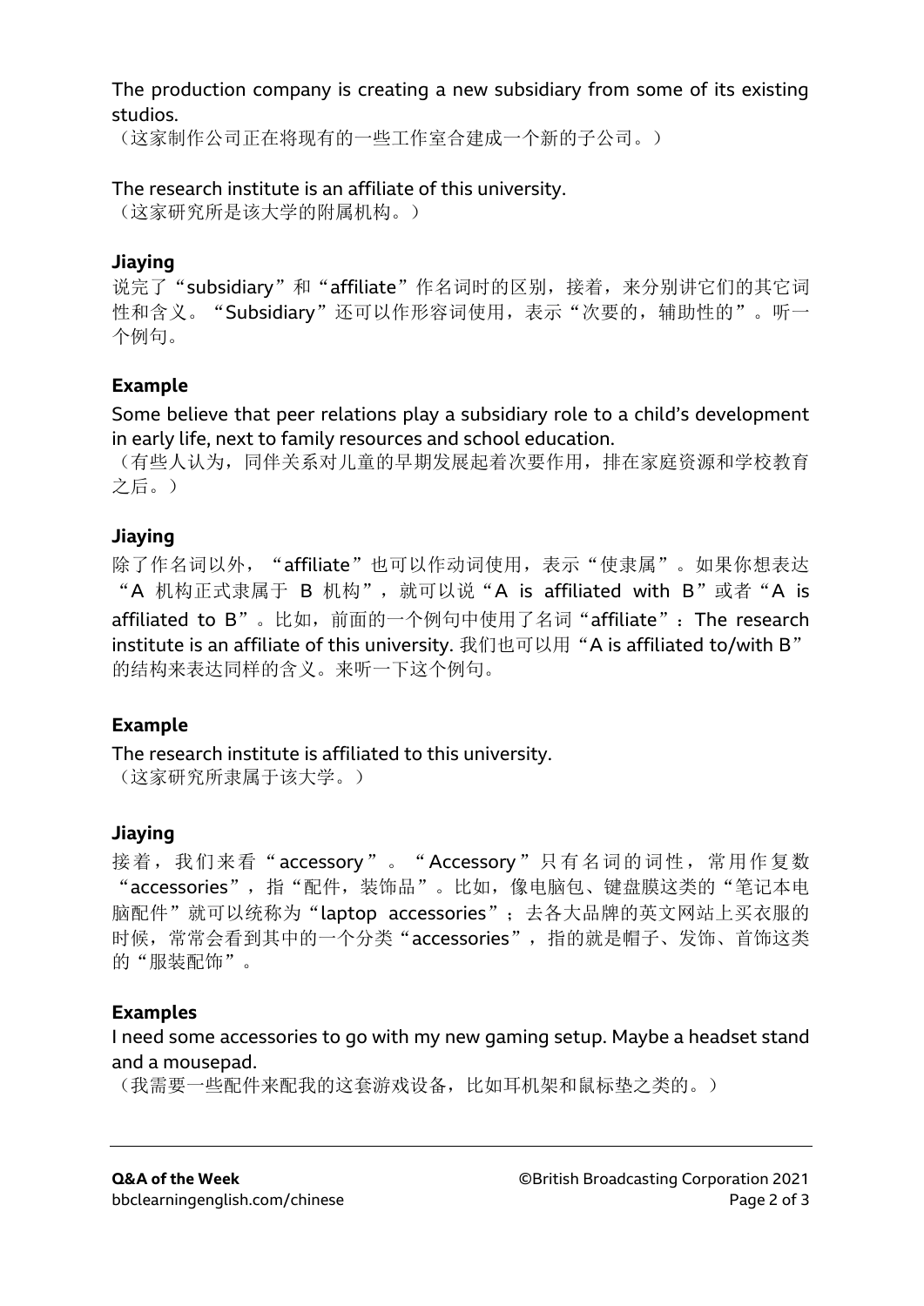The production company is creating a new subsidiary from some of its existing studios.
（这家制作公司正在将现有的一些工作室合建成一个新的子公司。）

The research institute is an affiliate of this university.
（这家研究所是该大学的附属机构。）

**Jiaying**

说完了"subsidiary"和"affiliate"作名词时的区别，接着，来分别讲它们的其它词性和含义。"Subsidiary"还可以作形容词使用，表示"次要的，辅助性的"。听一个例句。

**Example**

Some believe that peer relations play a subsidiary role to a child's development in early life, next to family resources and school education.
（有些人认为，同伴关系对儿童的早期发展起着次要作用，排在家庭资源和学校教育之后。）

**Jiaying**

除了作名词以外，"affiliate"也可以作动词使用，表示"使隶属"。如果你想表达"A 机构正式隶属于 B 机构"，就可以说"A is affiliated with B"或者"A is affiliated to B"。比如，前面的一个例句中使用了名词"affiliate"：The research institute is an affiliate of this university. 我们也可以用"A is affiliated to/with B"的结构来表达同样的含义。来听一下这个例句。

**Example**

The research institute is affiliated to this university.
（这家研究所隶属于该大学。）

**Jiaying**

接着，我们来看"accessory"。"Accessory"只有名词的词性，常用作复数"accessories"，指"配件，装饰品"。比如，像电脑包、键盘膜这类的"笔记本电脑配件"就可以统称为"laptop accessories"；去各大品牌的英文网站上买衣服的时候，常常会看到其中的一个分类"accessories"，指的就是帽子、发饰、首饰这类的"服装配饰"。

**Examples**

I need some accessories to go with my new gaming setup. Maybe a headset stand and a mousepad.
（我需要一些配件来配我的这套游戏设备，比如耳机架和鼠标垫之类的。）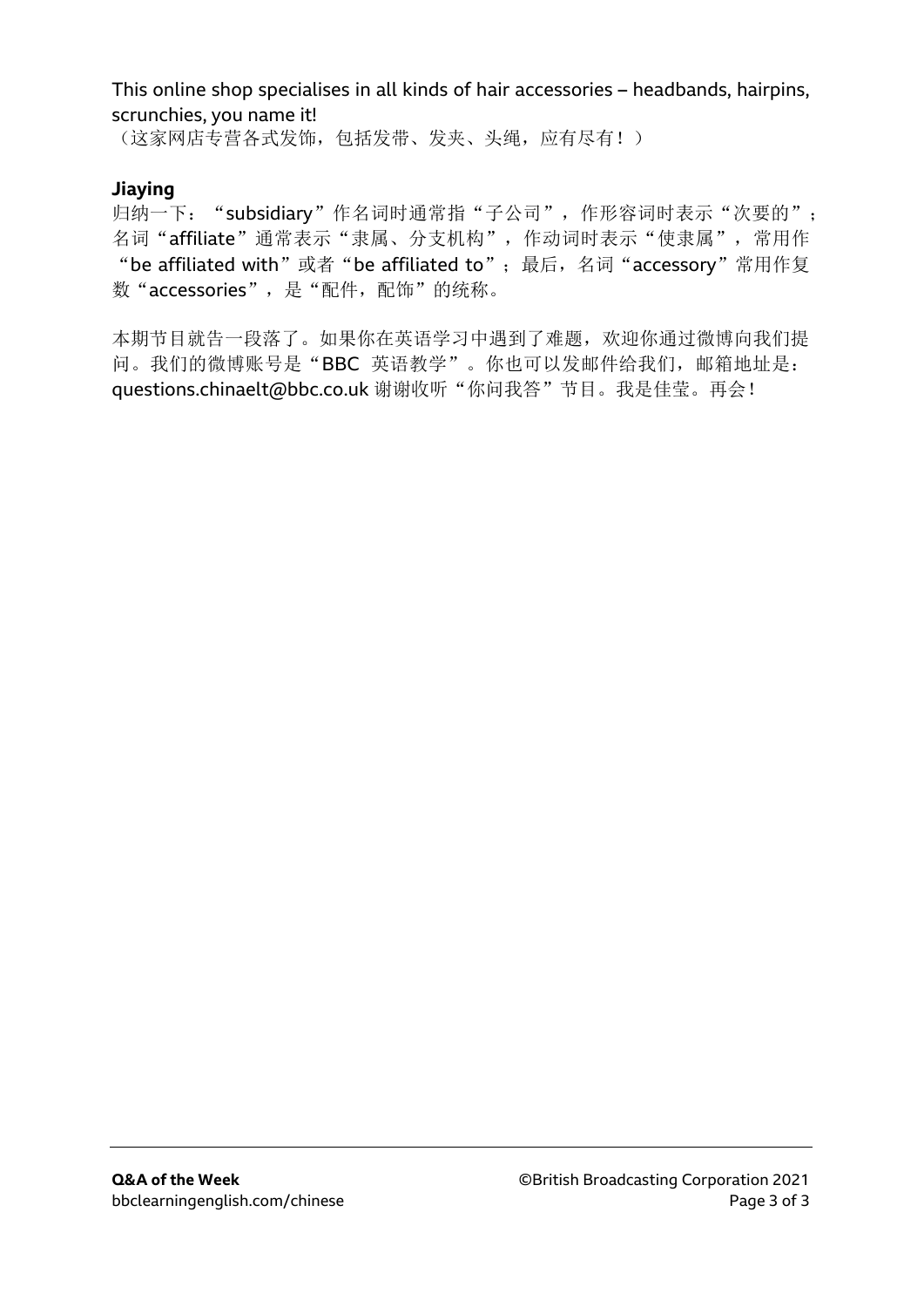This online shop specialises in all kinds of hair accessories – headbands, hairpins, scrunchies, you name it!
（这家网店专营各式发饰，包括发带、发夹、头绳，应有尽有！）

**Jiaying**

归纳一下："subsidiary"作名词时通常指"子公司"，作形容词时表示"次要的"；名词"affiliate"通常表示"隶属、分支机构"，作动词时表示"使隶属"，常用作"be affiliated with"或者"be affiliated to"；最后，名词"accessory"常用作复数"accessories"，是"配件，配饰"的统称。

本期节目就告一段落了。如果你在英语学习中遇到了难题，欢迎你通过微博向我们提问。我们的微博账号是"BBC 英语教学"。你也可以发邮件给我们，邮箱地址是：questions.chinaelt@bbc.co.uk 谢谢收听"你问我答"节目。我是佳莹。再会！